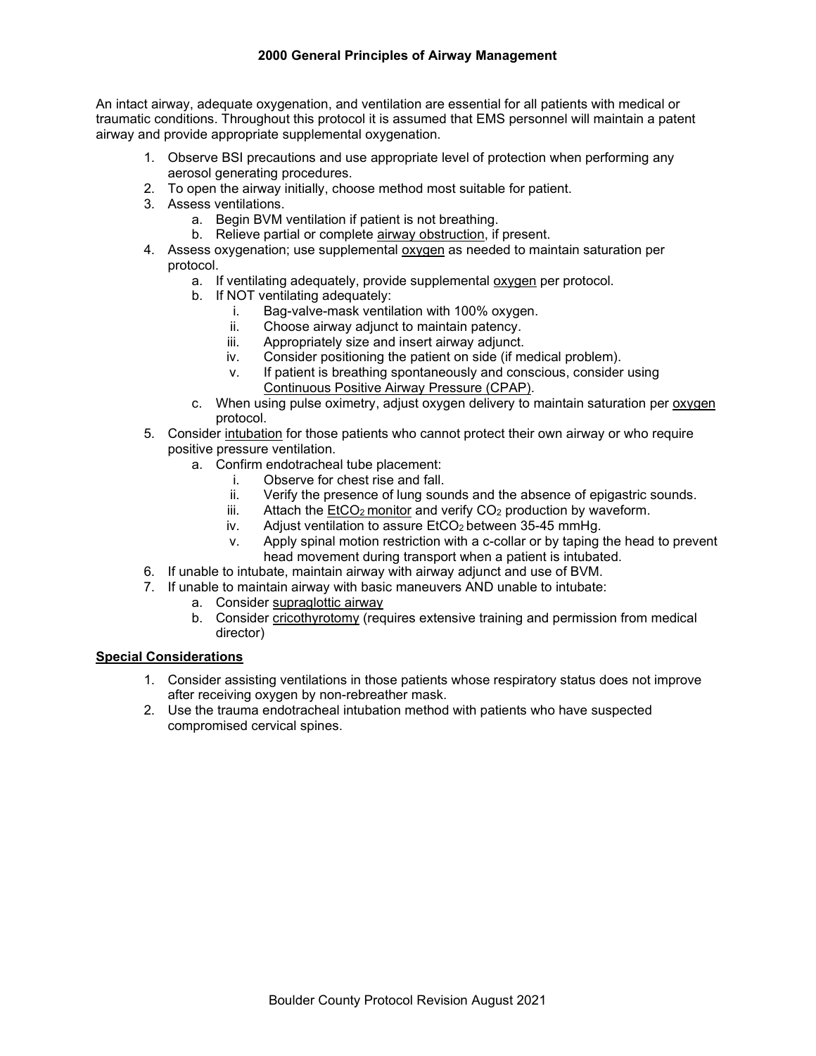# 2000 General Principles of Airway Management

An intact airway, adequate oxygenation, and ventilation are essential for all patients with medical or traumatic conditions. Throughout this protocol it is assumed that EMS personnel will maintain a patent airway and provide appropriate supplemental oxygenation.

1. Observe BSI precautions and use appropriate level of protection when performing any aerosol generating procedures.
2. To open the airway initially, choose method most suitable for patient.
3. Assess ventilations.
   a. Begin BVM ventilation if patient is not breathing.
   b. Relieve partial or complete airway obstruction, if present.
4. Assess oxygenation; use supplemental oxygen as needed to maintain saturation per protocol.
   a. If ventilating adequately, provide supplemental oxygen per protocol.
   b. If NOT ventilating adequately:
      i. Bag-valve-mask ventilation with 100% oxygen.
      ii. Choose airway adjunct to maintain patency.
      iii. Appropriately size and insert airway adjunct.
      iv. Consider positioning the patient on side (if medical problem).
      v. If patient is breathing spontaneously and conscious, consider using Continuous Positive Airway Pressure (CPAP).
   c. When using pulse oximetry, adjust oxygen delivery to maintain saturation per oxygen protocol.
5. Consider intubation for those patients who cannot protect their own airway or who require positive pressure ventilation.
   a. Confirm endotracheal tube placement:
      i. Observe for chest rise and fall.
      ii. Verify the presence of lung sounds and the absence of epigastric sounds.
      iii. Attach the $EtCO_2$ monitor and verify $CO_2$ production by waveform.
      iv. Adjust ventilation to assure $EtCO_2$ between 35-45 mmHg.
      v. Apply spinal motion restriction with a c-collar or by taping the head to prevent head movement during transport when a patient is intubated.
6. If unable to intubate, maintain airway with airway adjunct and use of BVM.
7. If unable to maintain airway with basic maneuvers AND unable to intubate:
   a. Consider supraglottic airway
   b. Consider cricothyrotomy (requires extensive training and permission from medical director)

## Special Considerations

1. Consider assisting ventilations in those patients whose respiratory status does not improve after receiving oxygen by non-rebreather mask.
2. Use the trauma endotracheal intubation method with patients who have suspected compromised cervical spines.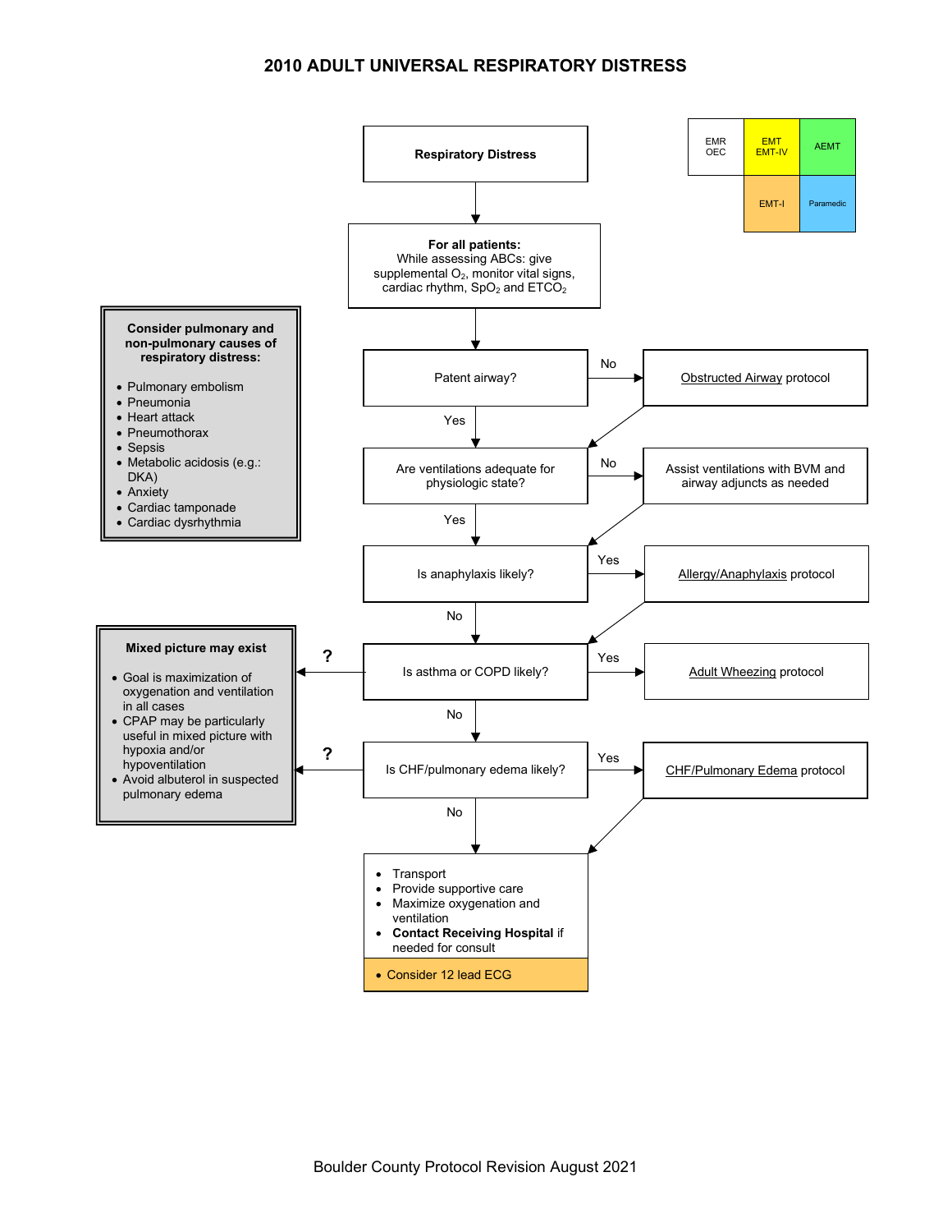# 2010 ADULT UNIVERSAL RESPIRATORY DISTRESS

| EMR OEC | EMT EMT-IV | AEMT |
|---|---|---|
| | EMT-I | Paramedic |

**Respiratory Distress**

**For all patients:**
While assessing ABCs: give supplemental $O_2$, monitor vital signs, cardiac rhythm, $SpO_2$ and $ETCO_2$

**Consider pulmonary and non-pulmonary causes of respiratory distress:**

- Pulmonary embolism
- Pneumonia
- Heart attack
- Pneumothorax
- Sepsis
- Metabolic acidosis (e.g.: DKA)
- Anxiety
- Cardiac tamponade
- Cardiac dysrhythmia

Patent airway?
- No → Obstructed Airway protocol
- Yes ↓

Are ventilations adequate for physiologic state?
- No → Assist ventilations with BVM and airway adjuncts as needed
- Yes ↓

Is anaphylaxis likely?
- Yes → Allergy/Anaphylaxis protocol
- No ↓

Is asthma or COPD likely?
- Yes → Adult Wheezing protocol
- ? → Mixed picture may exist
- No ↓

Is CHF/pulmonary edema likely?
- Yes → CHF/Pulmonary Edema protocol
- ? → Mixed picture may exist
- No ↓

**Mixed picture may exist**

- Goal is maximization of oxygenation and ventilation in all cases
- CPAP may be particularly useful in mixed picture with hypoxia and/or hypoventilation
- Avoid albuterol in suspected pulmonary edema

- Transport
- Provide supportive care
- Maximize oxygenation and ventilation
- **Contact Receiving Hospital** if needed for consult
- Consider 12 lead ECG

Boulder County Protocol Revision August 2021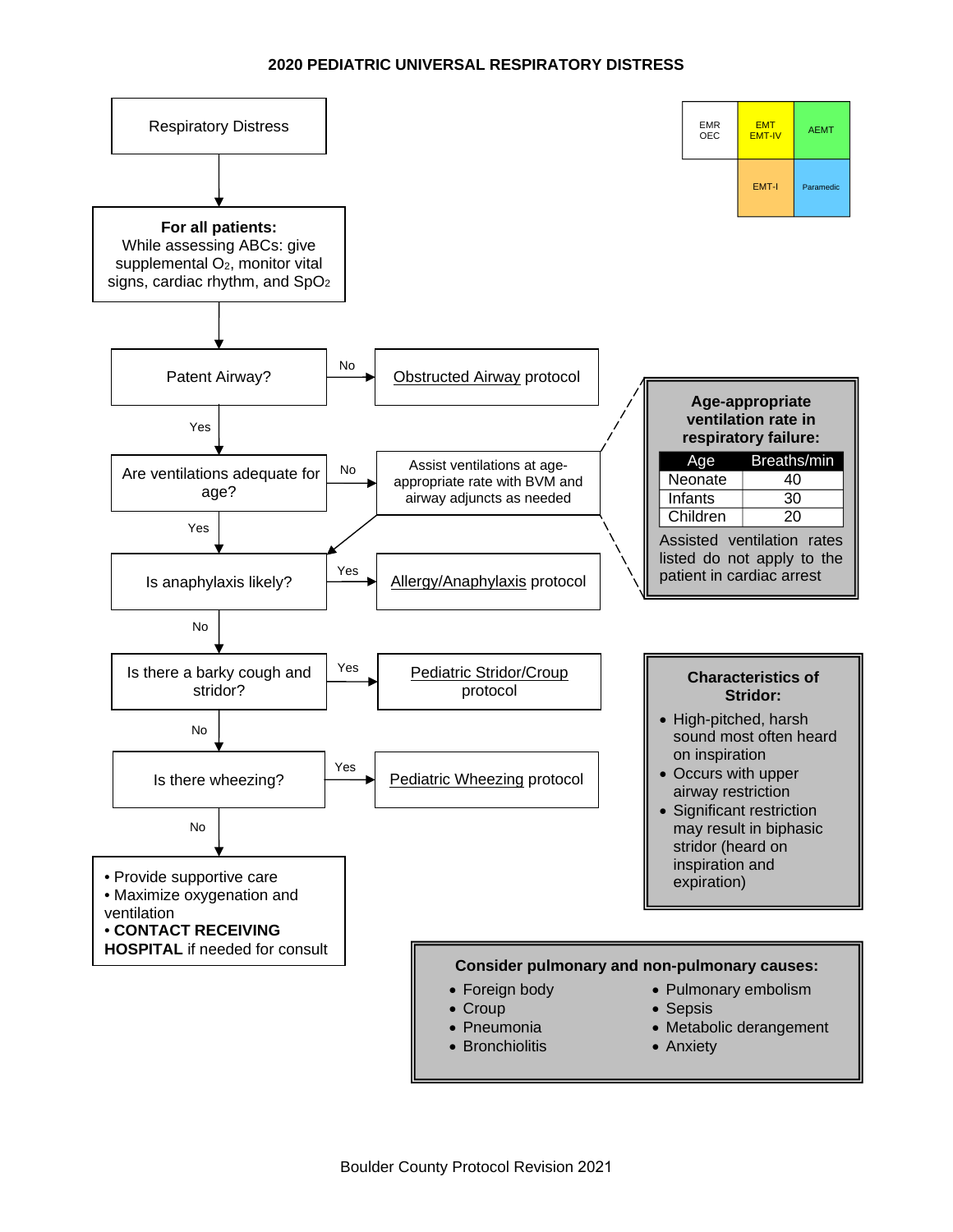# 2020 PEDIATRIC UNIVERSAL RESPIRATORY DISTRESS

| EMR OEC | EMT EMT-IV | AEMT |
|---|---|---|
| | EMT-I | Paramedic |

**Respiratory Distress**

↓

**For all patients:**
While assessing ABCs: give supplemental $O_2$, monitor vital signs, cardiac rhythm, and $SpO_2$

↓

**Patent Airway?**
- No → Obstructed Airway protocol
- Yes ↓

**Are ventilations adequate for age?**
- No → Assist ventilations at age-appropriate rate with BVM and airway adjuncts as needed → Is anaphylaxis likely?
- Yes ↓

**Is anaphylaxis likely?**
- Yes → Allergy/Anaphylaxis protocol
- No ↓

**Is there a barky cough and stridor?**
- Yes → Pediatric Stridor/Croup protocol
- No ↓

**Is there wheezing?**
- Yes → Pediatric Wheezing protocol
- No ↓

- Provide supportive care
- Maximize oxygenation and ventilation
- **CONTACT RECEIVING HOSPITAL** if needed for consult

---

**Age-appropriate ventilation rate in respiratory failure:**

| Age | Breaths/min |
|---|---|
| Neonate | 40 |
| Infants | 30 |
| Children | 20 |

Assisted ventilation rates listed do not apply to the patient in cardiac arrest

---

**Characteristics of Stridor:**

- High-pitched, harsh sound most often heard on inspiration
- Occurs with upper airway restriction
- Significant restriction may result in biphasic stridor (heard on inspiration and expiration)

---

**Consider pulmonary and non-pulmonary causes:**

- Foreign body
- Croup
- Pneumonia
- Bronchiolitis
- Pulmonary embolism
- Sepsis
- Metabolic derangement
- Anxiety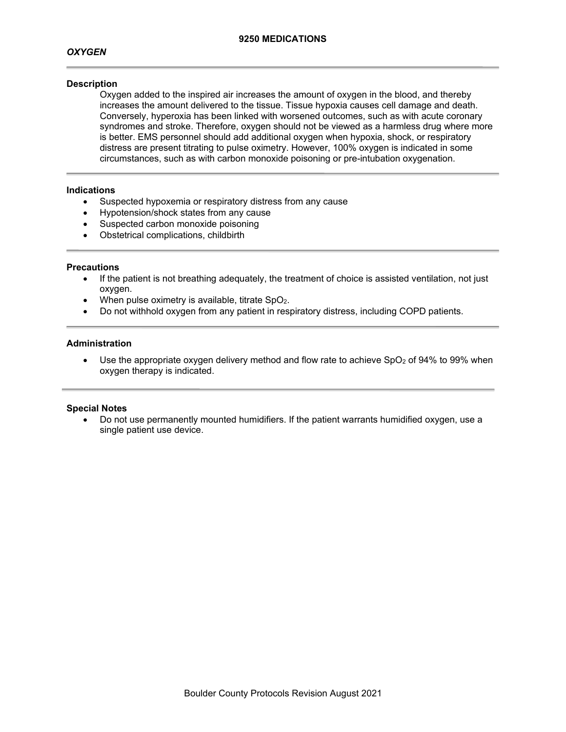## 9250 MEDICATIONS

### *OXYGEN*

**Description**

Oxygen added to the inspired air increases the amount of oxygen in the blood, and thereby increases the amount delivered to the tissue. Tissue hypoxia causes cell damage and death. Conversely, hyperoxia has been linked with worsened outcomes, such as with acute coronary syndromes and stroke. Therefore, oxygen should not be viewed as a harmless drug where more is better. EMS personnel should add additional oxygen when hypoxia, shock, or respiratory distress are present titrating to pulse oximetry. However, 100% oxygen is indicated in some circumstances, such as with carbon monoxide poisoning or pre-intubation oxygenation.

**Indications**

- Suspected hypoxemia or respiratory distress from any cause
- Hypotension/shock states from any cause
- Suspected carbon monoxide poisoning
- Obstetrical complications, childbirth

**Precautions**

- If the patient is not breathing adequately, the treatment of choice is assisted ventilation, not just oxygen.
- When pulse oximetry is available, titrate $SpO_2$.
- Do not withhold oxygen from any patient in respiratory distress, including COPD patients.

**Administration**

- Use the appropriate oxygen delivery method and flow rate to achieve $SpO_2$ of 94% to 99% when oxygen therapy is indicated.

**Special Notes**

- Do not use permanently mounted humidifiers. If the patient warrants humidified oxygen, use a single patient use device.